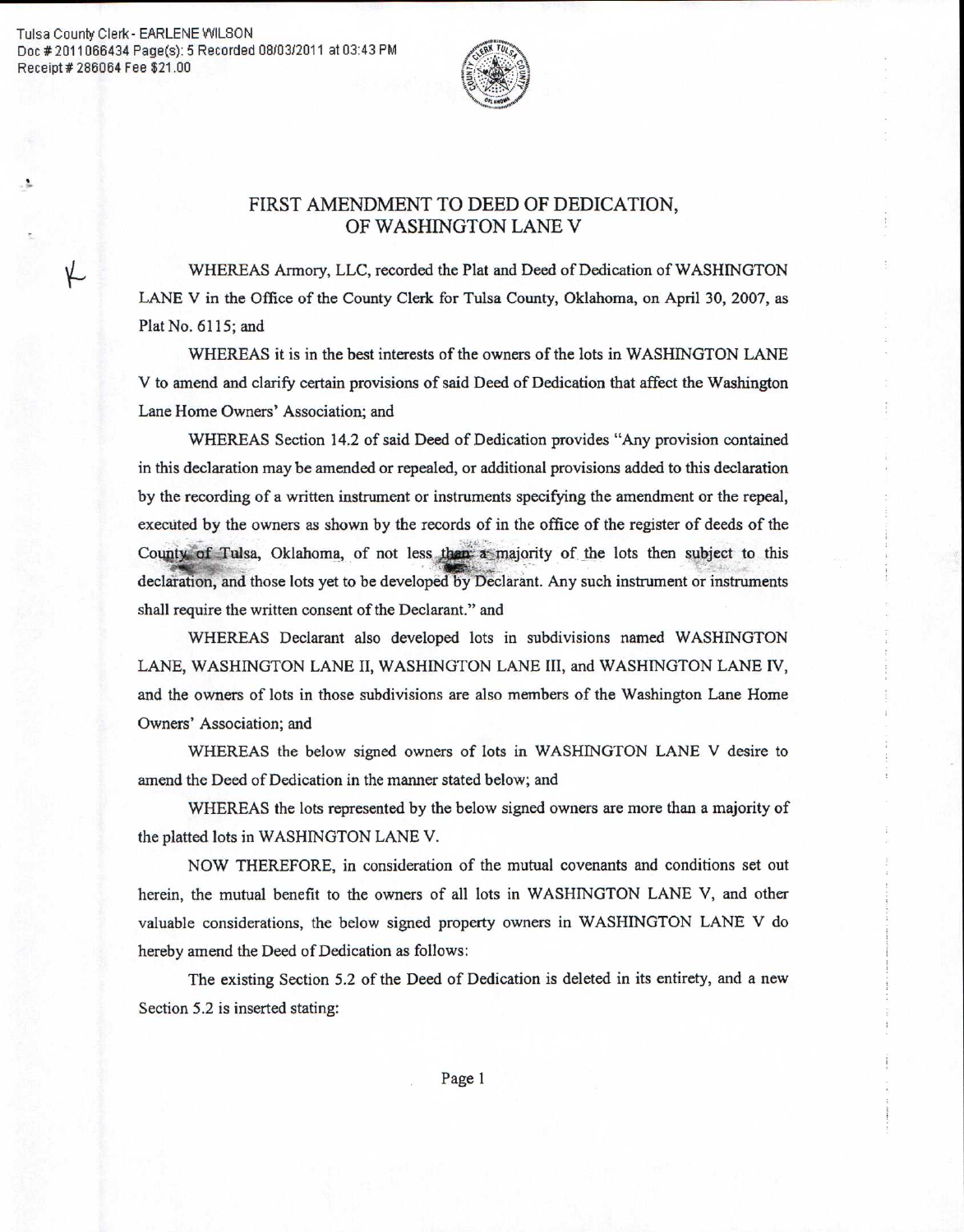Tulsa County Clerk - EARLENE WILSON
Doc # 2011066434 Page(s): 5 Recorded 08/03/2011 at 03:43 PM
Receipt # 286064 Fee $21.00

K

# FIRST AMENDMENT TO DEED OF DEDICATION, OF WASHINGTON LANE V

WHEREAS Armory, LLC, recorded the Plat and Deed of Dedication of WASHINGTON LANE V in the Office of the County Clerk for Tulsa County, Oklahoma, on April 30, 2007, as Plat No. 6115; and

WHEREAS it is in the best interests of the owners of the lots in WASHINGTON LANE V to amend and clarify certain provisions of said Deed of Dedication that affect the Washington Lane Home Owners' Association; and

WHEREAS Section 14.2 of said Deed of Dedication provides "Any provision contained in this declaration may be amended or repealed, or additional provisions added to this declaration by the recording of a written instrument or instruments specifying the amendment or the repeal, executed by the owners as shown by the records of in the office of the register of deeds of the County of Tulsa, Oklahoma, of not less than a majority of the lots then subject to this declaration, and those lots yet to be developed by Declarant. Any such instrument or instruments shall require the written consent of the Declarant." and

WHEREAS Declarant also developed lots in subdivisions named WASHINGTON LANE, WASHINGTON LANE II, WASHINGTON LANE III, and WASHINGTON LANE IV, and the owners of lots in those subdivisions are also members of the Washington Lane Home Owners' Association; and

WHEREAS the below signed owners of lots in WASHINGTON LANE V desire to amend the Deed of Dedication in the manner stated below; and

WHEREAS the lots represented by the below signed owners are more than a majority of the platted lots in WASHINGTON LANE V.

NOW THEREFORE, in consideration of the mutual covenants and conditions set out herein, the mutual benefit to the owners of all lots in WASHINGTON LANE V, and other valuable considerations, the below signed property owners in WASHINGTON LANE V do hereby amend the Deed of Dedication as follows:

The existing Section 5.2 of the Deed of Dedication is deleted in its entirety, and a new Section 5.2 is inserted stating: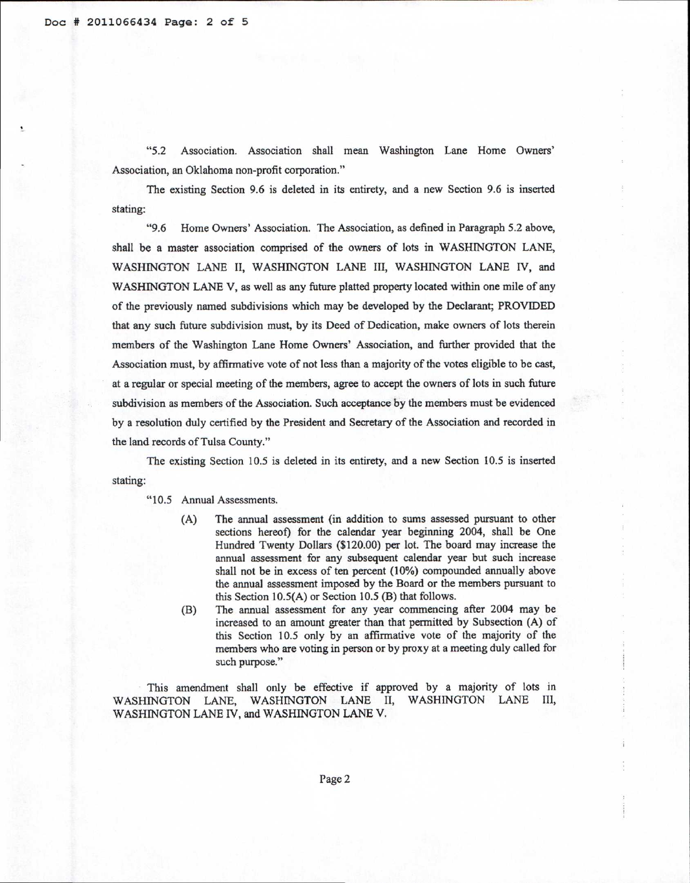"5.2 Association. Association shall mean Washington Lane Home Owners' Association, an Oklahoma non-profit corporation."

The existing Section 9.6 is deleted in its entirety, and a new Section 9.6 is inserted stating:

"9.6 Home Owners' Association. The Association, as defined in Paragraph 5.2 above, shall be a master association comprised of the owners of lots in WASHINGTON LANE, WASHINGTON LANE II, WASHINGTON LANE III, WASHINGTON LANE IV, and WASHINGTON LANE V, as well as any future platted property located within one mile of any of the previously named subdivisions which may be developed by the Declarant; PROVIDED that any such future subdivision must, by its Deed of Dedication, make owners of lots therein members of the Washington Lane Home Owners' Association, and further provided that the Association must, by affirmative vote of not less than a majority of the votes eligible to be cast, at a regular or special meeting of the members, agree to accept the owners of lots in such future subdivision as members of the Association. Such acceptance by the members must be evidenced by a resolution duly certified by the President and Secretary of the Association and recorded in the land records of Tulsa County."

The existing Section 10.5 is deleted in its entirety, and a new Section 10.5 is inserted stating:

"10.5 Annual Assessments.

- (A) The annual assessment (in addition to sums assessed pursuant to other sections hereof) for the calendar year beginning 2004, shall be One Hundred Twenty Dollars ($120.00) per lot. The board may increase the annual assessment for any subsequent calendar year but such increase shall not be in excess of ten percent (10%) compounded annually above the annual assessment imposed by the Board or the members pursuant to this Section 10.5(A) or Section 10.5 (B) that follows.
- (B) The annual assessment for any year commencing after 2004 may be increased to an amount greater than that permitted by Subsection (A) of this Section 10.5 only by an affirmative vote of the majority of the members who are voting in person or by proxy at a meeting duly called for such purpose."

This amendment shall only be effective if approved by a majority of lots in WASHINGTON LANE, WASHINGTON LANE II, WASHINGTON LANE III, WASHINGTON LANE IV, and WASHINGTON LANE V.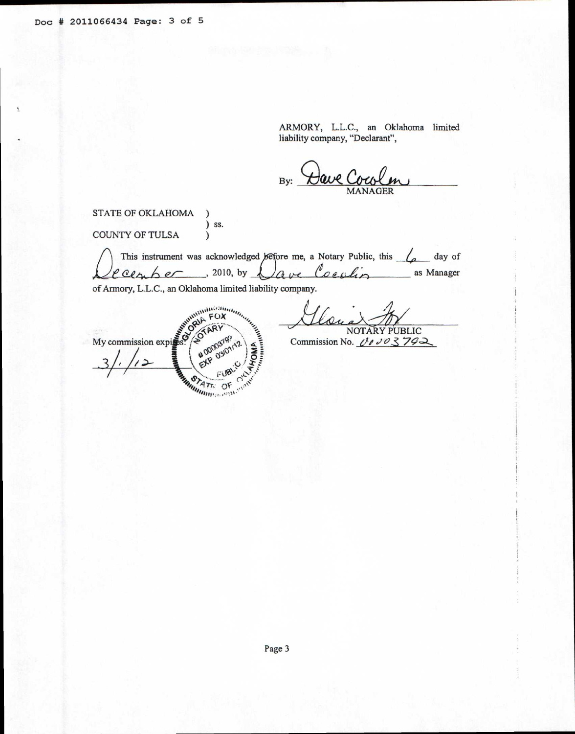ARMORY, L.L.C., an Oklahoma limited liability company, "Declarant",

By: Dave Cocolin
MANAGER

STATE OF OKLAHOMA )
) ss.
COUNTY OF TULSA )

This instrument was acknowledged before me, a Notary Public, this 6 day of December, 2010, by Dave Cocolin as Manager of Armory, L.L.C., an Oklahoma limited liability company.

Gloria Fox
NOTARY PUBLIC
Commission No. 00003792

My commission expires:
3/1/12

GLORIA FOX
NOTARY PUBLIC
STATE OF OKLAHOMA
#00003792
EXP 03/01/12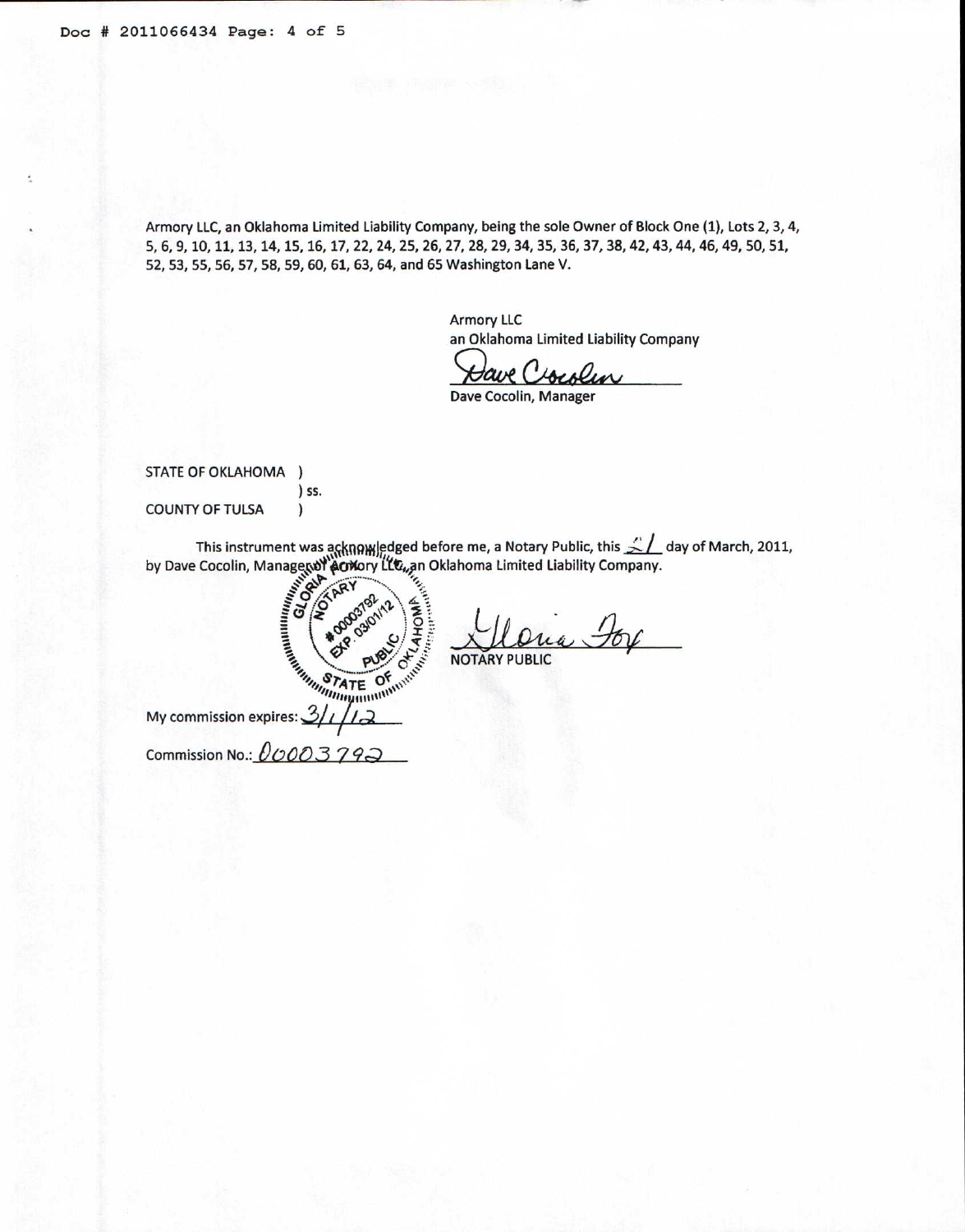Armory LLC, an Oklahoma Limited Liability Company, being the sole Owner of Block One (1), Lots 2, 3, 4, 5, 6, 9, 10, 11, 13, 14, 15, 16, 17, 22, 24, 25, 26, 27, 28, 29, 34, 35, 36, 37, 38, 42, 43, 44, 46, 49, 50, 51, 52, 53, 55, 56, 57, 58, 59, 60, 61, 63, 64, and 65 Washington Lane V.

Armory LLC
an Oklahoma Limited Liability Company

Dave Cocolin

Dave Cocolin, Manager

STATE OF OKLAHOMA )
) ss.
COUNTY OF TULSA )

This instrument was acknowledged before me, a Notary Public, this 21 day of March, 2011, by Dave Cocolin, Manager of Armory LLC, an Oklahoma Limited Liability Company.

GLORIA FOY NOTARY PUBLIC STATE OF OKLAHOMA #00003792 EXP. 03/01/12

Gloria Foy

NOTARY PUBLIC

My commission expires: 3/1/12

Commission No.: 00003792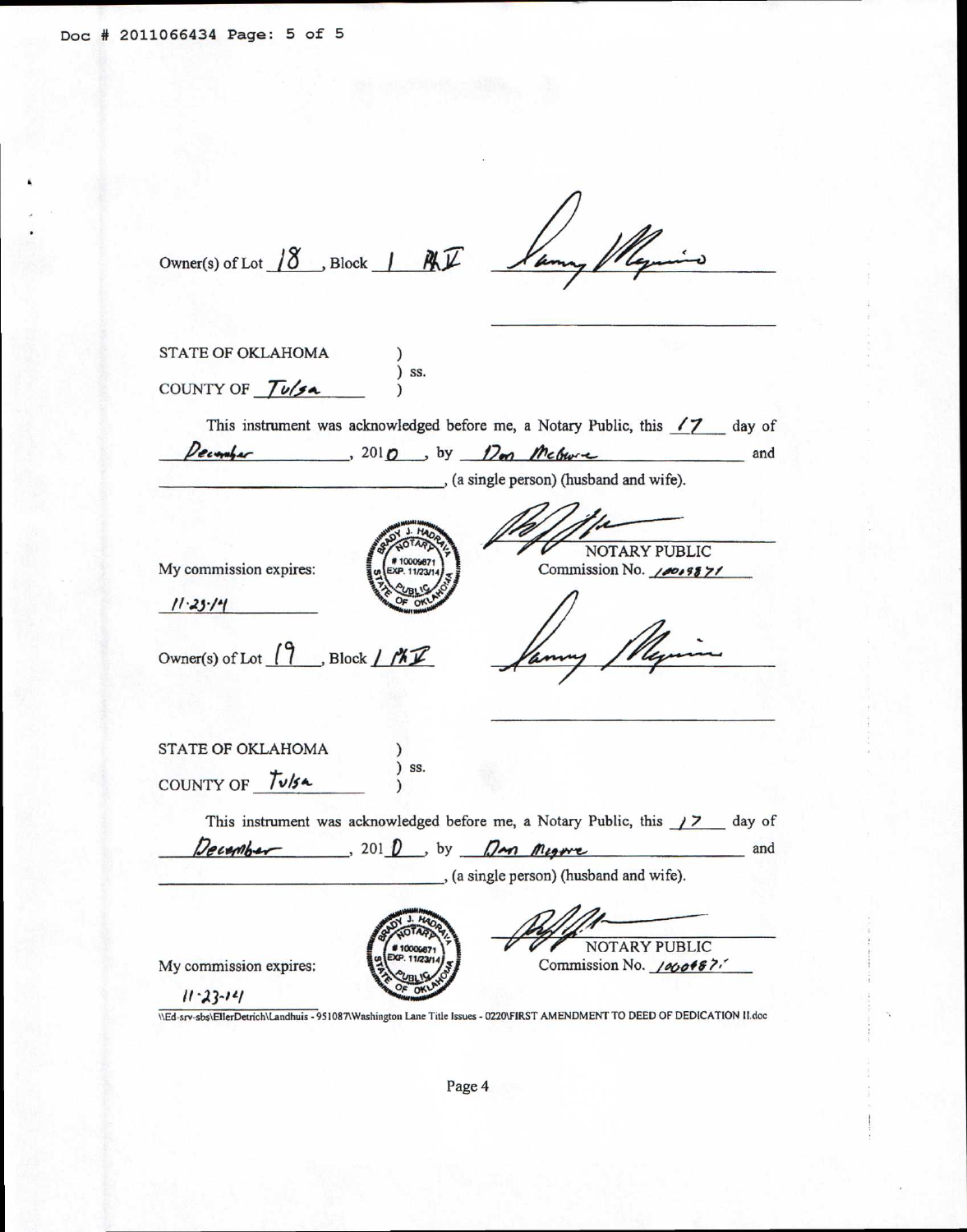Owner(s) of Lot 18, Block 1 PK V

STATE OF OKLAHOMA )
) ss.
COUNTY OF Tulsa )

This instrument was acknowledged before me, a Notary Public, this 17 day of December, 2010, by Don McGuire and \_\_\_\_\_\_\_\_\_\_\_\_\_\_\_\_, (a single person) (husband and wife).

NOTARY PUBLIC
Commission No. 10009871

My commission expires:
11-23-14

BRADY J. HADRAVA NOTARY PUBLIC # 10009871 EXP. 11/23/14 STATE OF OKLAHOMA

Owner(s) of Lot 19, Block 1 PK V

STATE OF OKLAHOMA )
) ss.
COUNTY OF Tulsa )

This instrument was acknowledged before me, a Notary Public, this 17 day of December, 2010, by Don Mcguire and \_\_\_\_\_\_\_\_\_\_\_\_\_\_\_\_, (a single person) (husband and wife).

NOTARY PUBLIC
Commission No. 10009871

My commission expires:
11-23-14

BRADY J. HADRAVA NOTARY PUBLIC # 10009871 EXP. 11/23/14 STATE OF OKLAHOMA

\\Ed-srv-sbs\EllerDetrich\Landhuis - 951087\Washington Lane Title Issues - 0220\FIRST AMENDMENT TO DEED OF DEDICATION II.doc